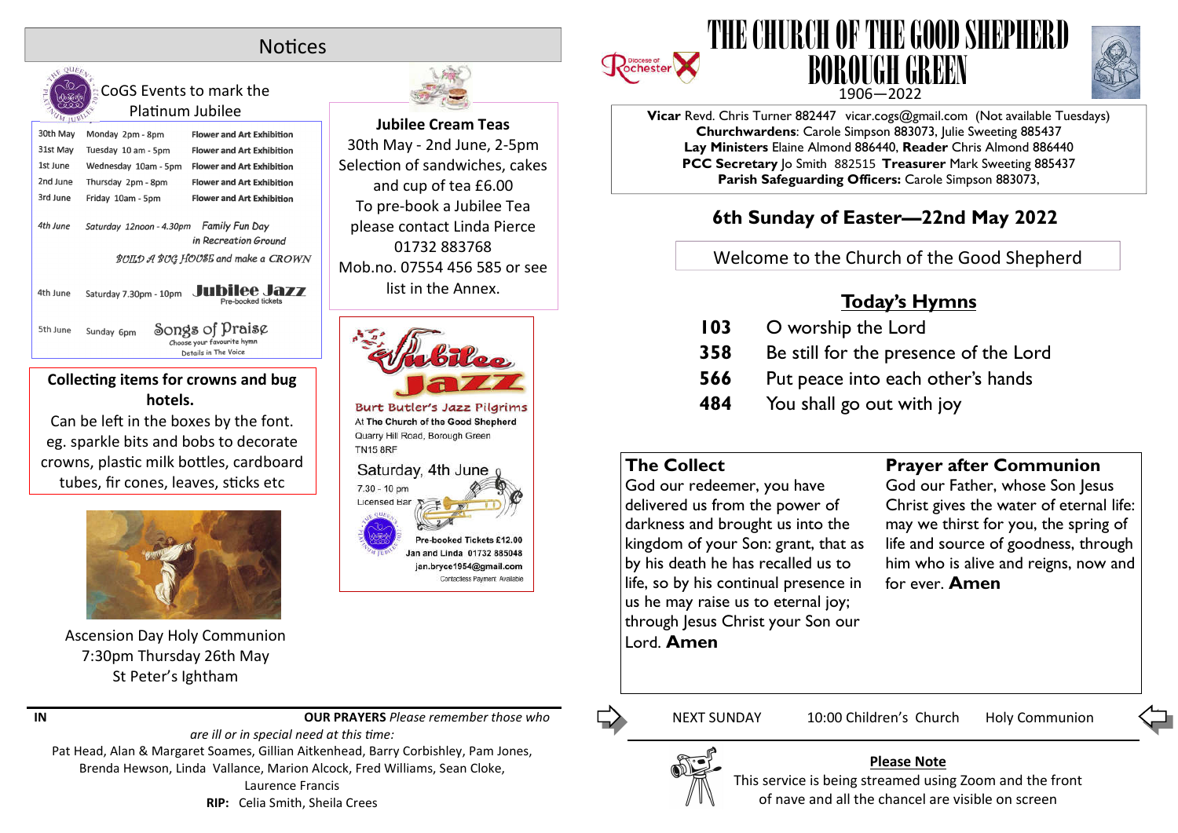# Notices

## CoGS Events to mark the Platinum Jubilee

| | | |
|---|---|---|
| 30th May | Monday 2pm - 8pm | Flower and Art Exhibition |
| 31st May | Tuesday 10 am - 5pm | Flower and Art Exhibition |
| 1st June | Wednesday 10am - 5pm | Flower and Art Exhibition |
| 2nd June | Thursday 2pm - 8pm | Flower and Art Exhibition |
| 3rd June | Friday 10am - 5pm | Flower and Art Exhibition |
| 4th June | Saturday 12noon - 4.30pm | Family Fun Day in Recreation Ground — BUILD A BUG HOUSE and make a CROWN |
| 4th June | Saturday 7.30pm - 10pm | Jubilee Jazz — Pre-booked tickets |
| 5th June | Sunday 6pm | Songs of Praise — Choose your favourite hymn. Details in The Voice |

**Collecting items for crowns and bug hotels.**

Can be left in the boxes by the font. eg. sparkle bits and bobs to decorate crowns, plastic milk bottles, cardboard tubes, fir cones, leaves, sticks etc

Ascension Day Holy Communion
7:30pm Thursday 26th May
St Peter's Ightham

**Jubilee Cream Teas**

30th May - 2nd June, 2-5pm
Selection of sandwiches, cakes and cup of tea £6.00
To pre-book a Jubilee Tea please contact Linda Pierce 01732 883768
Mob.no. 07554 456 585 or see list in the Annex.

**Jubilee Jazz**

Burt Butler's Jazz Pilgrims
At The Church of the Good Shepherd
Quarry Hill Road, Borough Green
TN15 8RF

Saturday, 4th June
7.30 - 10 pm
Licensed Bar

Pre-booked Tickets £12.00
Jan and Linda 01732 885048
jan.bryce1954@gmail.com
Contactless Payment Available

**IN OUR PRAYERS** *Please remember those who are ill or in special need at this time:*

Pat Head, Alan & Margaret Soames, Gillian Aitkenhead, Barry Corbishley, Pam Jones, Brenda Hewson, Linda Vallance, Marion Alcock, Fred Williams, Sean Cloke, Laurence Francis

**RIP:** Celia Smith, Sheila Crees

# THE CHURCH OF THE GOOD SHEPHERD BOROUGH GREEN

1906—2022

Diocese of Rochester

**Vicar** Revd. Chris Turner 882447 vicar.cogs@gmail.com (Not available Tuesdays)
**Churchwardens**: Carole Simpson 883073, Julie Sweeting 885437
**Lay Ministers** Elaine Almond 886440, **Reader** Chris Almond 886440
**PCC Secretary** Jo Smith 882515 **Treasurer** Mark Sweeting 885437
**Parish Safeguarding Officers:** Carole Simpson 883073,

## 6th Sunday of Easter—22nd May 2022

Welcome to the Church of the Good Shepherd

## Today's Hymns

| | |
|---|---|
| **103** | O worship the Lord |
| **358** | Be still for the presence of the Lord |
| **566** | Put peace into each other's hands |
| **484** | You shall go out with joy |

### The Collect

God our redeemer, you have delivered us from the power of darkness and brought us into the kingdom of your Son: grant, that as by his death he has recalled us to life, so by his continual presence in us he may raise us to eternal joy; through Jesus Christ your Son our Lord. **Amen**

### Prayer after Communion

God our Father, whose Son Jesus Christ gives the water of eternal life: may we thirst for you, the spring of life and source of goodness, through him who is alive and reigns, now and for ever. **Amen**

NEXT SUNDAY 10:00 Children's Church Holy Communion

**Please Note**

This service is being streamed using Zoom and the front of nave and all the chancel are visible on screen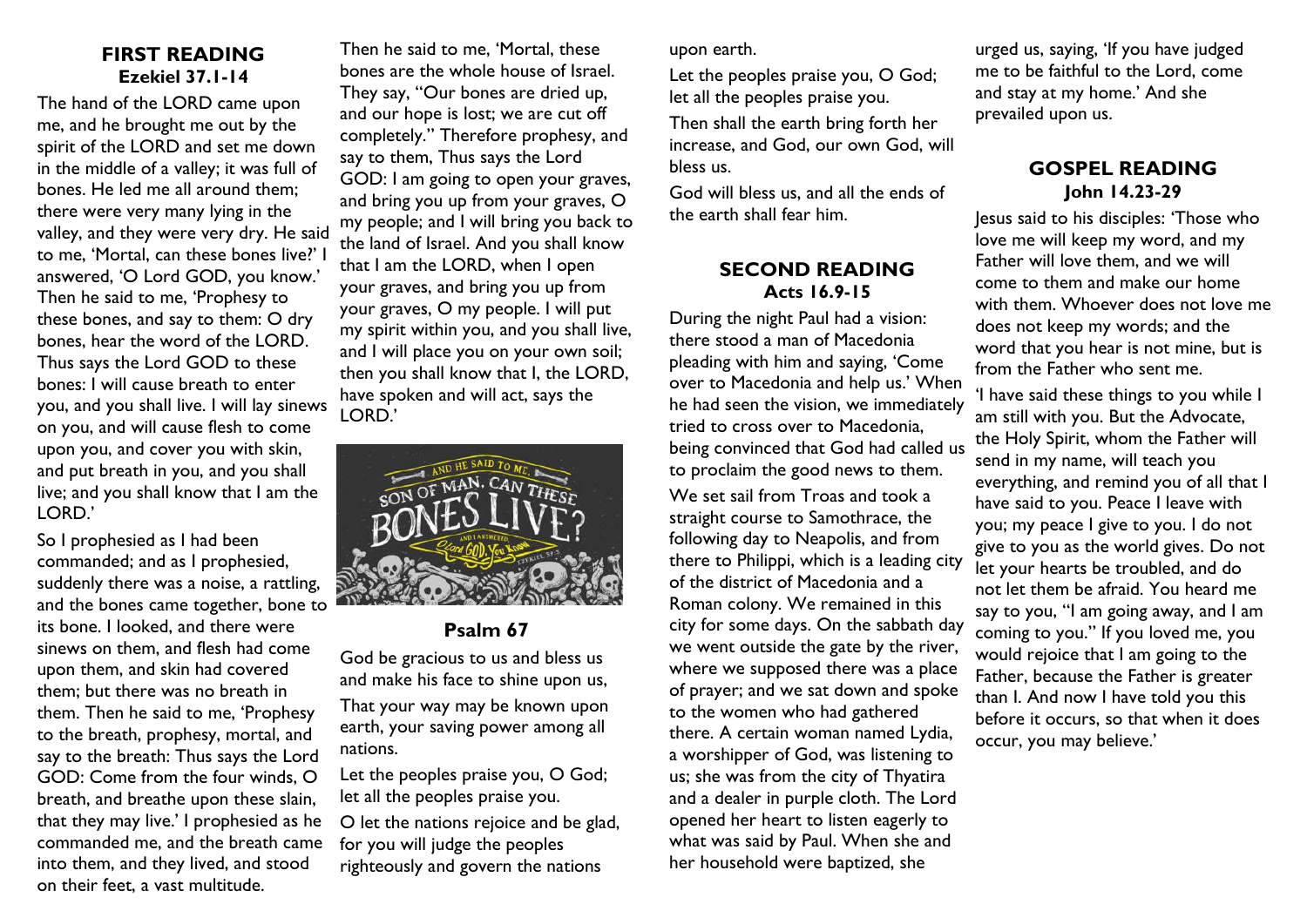## FIRST READING
### Ezekiel 37.1-14

The hand of the LORD came upon me, and he brought me out by the spirit of the LORD and set me down in the middle of a valley; it was full of bones. He led me all around them; there were very many lying in the valley, and they were very dry. He said to me, 'Mortal, can these bones live?' I answered, 'O Lord GOD, you know.' Then he said to me, 'Prophesy to these bones, and say to them: O dry bones, hear the word of the LORD. Thus says the Lord GOD to these bones: I will cause breath to enter you, and you shall live. I will lay sinews on you, and will cause flesh to come upon you, and cover you with skin, and put breath in you, and you shall live; and you shall know that I am the LORD.'

So I prophesied as I had been commanded; and as I prophesied, suddenly there was a noise, a rattling, and the bones came together, bone to its bone. I looked, and there were sinews on them, and flesh had come upon them, and skin had covered them; but there was no breath in them. Then he said to me, 'Prophesy to the breath, prophesy, mortal, and say to the breath: Thus says the Lord GOD: Come from the four winds, O breath, and breathe upon these slain, that they may live.' I prophesied as he commanded me, and the breath came into them, and they lived, and stood on their feet, a vast multitude.

Then he said to me, 'Mortal, these bones are the whole house of Israel. They say, "Our bones are dried up, and our hope is lost; we are cut off completely." Therefore prophesy, and say to them, Thus says the Lord GOD: I am going to open your graves, and bring you up from your graves, O my people; and I will bring you back to the land of Israel. And you shall know that I am the LORD, when I open your graves, and bring you up from your graves, O my people. I will put my spirit within you, and you shall live, and I will place you on your own soil; then you shall know that I, the LORD, have spoken and will act, says the LORD.'

## Psalm 67

God be gracious to us and bless us and make his face to shine upon us,

That your way may be known upon earth, your saving power among all nations.

Let the peoples praise you, O God; let all the peoples praise you.

O let the nations rejoice and be glad, for you will judge the peoples righteously and govern the nations upon earth.

Let the peoples praise you, O God; let all the peoples praise you.

Then shall the earth bring forth her increase, and God, our own God, will bless us.

God will bless us, and all the ends of the earth shall fear him.

## SECOND READING
### Acts 16.9-15

During the night Paul had a vision: there stood a man of Macedonia pleading with him and saying, 'Come over to Macedonia and help us.' When he had seen the vision, we immediately tried to cross over to Macedonia, being convinced that God had called us to proclaim the good news to them.

We set sail from Troas and took a straight course to Samothrace, the following day to Neapolis, and from there to Philippi, which is a leading city of the district of Macedonia and a Roman colony. We remained in this city for some days. On the sabbath day we went outside the gate by the river, where we supposed there was a place of prayer; and we sat down and spoke to the women who had gathered there. A certain woman named Lydia, a worshipper of God, was listening to us; she was from the city of Thyatira and a dealer in purple cloth. The Lord opened her heart to listen eagerly to what was said by Paul. When she and her household were baptized, she urged us, saying, 'If you have judged me to be faithful to the Lord, come and stay at my home.' And she prevailed upon us.

## GOSPEL READING
### John 14.23-29

Jesus said to his disciples: 'Those who love me will keep my word, and my Father will love them, and we will come to them and make our home with them. Whoever does not love me does not keep my words; and the word that you hear is not mine, but is from the Father who sent me.

'I have said these things to you while I am still with you. But the Advocate, the Holy Spirit, whom the Father will send in my name, will teach you everything, and remind you of all that I have said to you. Peace I leave with you; my peace I give to you. I do not give to you as the world gives. Do not let your hearts be troubled, and do not let them be afraid. You heard me say to you, "I am going away, and I am coming to you." If you loved me, you would rejoice that I am going to the Father, because the Father is greater than I. And now I have told you this before it occurs, so that when it does occur, you may believe.'